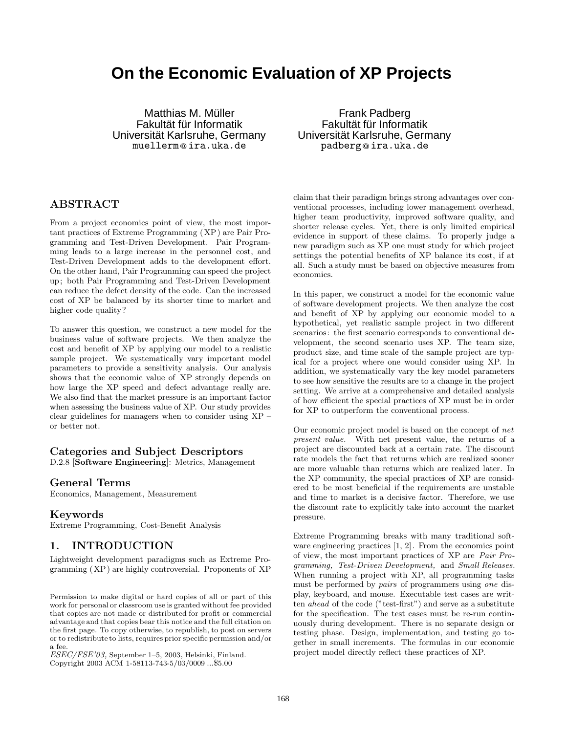# On the Economic Evaluation of XP Projects

Matthias M. Müller
Fakultät für Informatik
Universität Karlsruhe, Germany
muellerm@ira.uka.de

Frank Padberg
Fakultät für Informatik
Universität Karlsruhe, Germany
padberg@ira.uka.de

## ABSTRACT

From a project economics point of view, the most important practices of Extreme Programming (XP) are Pair Programming and Test-Driven Development. Pair Programming leads to a large increase in the personnel cost, and Test-Driven Development adds to the development effort. On the other hand, Pair Programming can speed the project up; both Pair Programming and Test-Driven Development can reduce the defect density of the code. Can the increased cost of XP be balanced by its shorter time to market and higher code quality?

To answer this question, we construct a new model for the business value of software projects. We then analyze the cost and benefit of XP by applying our model to a realistic sample project. We systematically vary important model parameters to provide a sensitivity analysis. Our analysis shows that the economic value of XP strongly depends on how large the XP speed and defect advantage really are. We also find that the market pressure is an important factor when assessing the business value of XP. Our study provides clear guidelines for managers when to consider using XP – or better not.

### Categories and Subject Descriptors

D.2.8 [**Software Engineering**]: Metrics, Management

### General Terms

Economics, Management, Measurement

### Keywords

Extreme Programming, Cost-Benefit Analysis

## 1. INTRODUCTION

Lightweight development paradigms such as Extreme Programming (XP) are highly controversial. Proponents of XP claim that their paradigm brings strong advantages over conventional processes, including lower management overhead, higher team productivity, improved software quality, and shorter release cycles. Yet, there is only limited empirical evidence in support of these claims. To properly judge a new paradigm such as XP one must study for which project settings the potential benefits of XP balance its cost, if at all. Such a study must be based on objective measures from economics.

In this paper, we construct a model for the economic value of software development projects. We then analyze the cost and benefit of XP by applying our economic model to a hypothetical, yet realistic sample project in two different scenarios: the first scenario corresponds to conventional development, the second scenario uses XP. The team size, product size, and time scale of the sample project are typical for a project where one would consider using XP. In addition, we systematically vary the key model parameters to see how sensitive the results are to a change in the project setting. We arrive at a comprehensive and detailed analysis of how efficient the special practices of XP must be in order for XP to outperform the conventional process.

Our economic project model is based on the concept of *net present value*. With net present value, the returns of a project are discounted back at a certain rate. The discount rate models the fact that returns which are realized sooner are more valuable than returns which are realized later. In the XP community, the special practices of XP are considered to be most beneficial if the requirements are unstable and time to market is a decisive factor. Therefore, we use the discount rate to explicitly take into account the market pressure.

Extreme Programming breaks with many traditional software engineering practices [1, 2]. From the economics point of view, the most important practices of XP are *Pair Programming, Test-Driven Development,* and *Small Releases.* When running a project with XP, all programming tasks must be performed by *pairs* of programmers using *one* display, keyboard, and mouse. Executable test cases are written *ahead* of the code ("test-first") and serve as a substitute for the specification. The test cases must be re-run continuously during development. There is no separate design or testing phase. Design, implementation, and testing go together in small increments. The formulas in our economic project model directly reflect these practices of XP.

Permission to make digital or hard copies of all or part of this work for personal or classroom use is granted without fee provided that copies are not made or distributed for profit or commercial advantage and that copies bear this notice and the full citation on the first page. To copy otherwise, to republish, to post on servers or to redistribute to lists, requires prior specific permission and/or a fee.
*ESEC/FSE'03,* September 1–5, 2003, Helsinki, Finland.
Copyright 2003 ACM 1-58113-743-5/03/0009 ...$5.00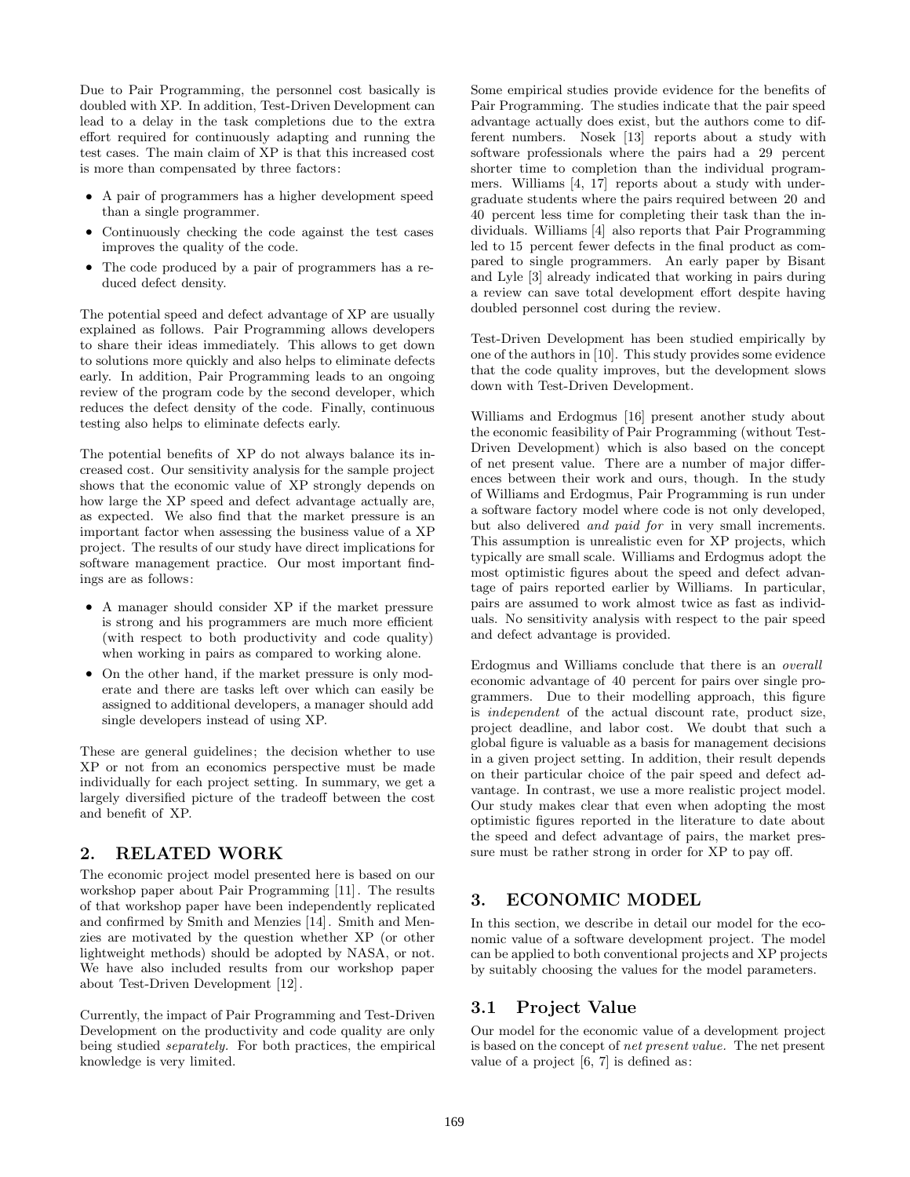Due to Pair Programming, the personnel cost basically is doubled with XP. In addition, Test-Driven Development can lead to a delay in the task completions due to the extra effort required for continuously adapting and running the test cases. The main claim of XP is that this increased cost is more than compensated by three factors:

- A pair of programmers has a higher development speed than a single programmer.
- Continuously checking the code against the test cases improves the quality of the code.
- The code produced by a pair of programmers has a reduced defect density.

The potential speed and defect advantage of XP are usually explained as follows. Pair Programming allows developers to share their ideas immediately. This allows to get down to solutions more quickly and also helps to eliminate defects early. In addition, Pair Programming leads to an ongoing review of the program code by the second developer, which reduces the defect density of the code. Finally, continuous testing also helps to eliminate defects early.

The potential benefits of XP do not always balance its increased cost. Our sensitivity analysis for the sample project shows that the economic value of XP strongly depends on how large the XP speed and defect advantage actually are, as expected. We also find that the market pressure is an important factor when assessing the business value of a XP project. The results of our study have direct implications for software management practice. Our most important findings are as follows:

- A manager should consider XP if the market pressure is strong and his programmers are much more efficient (with respect to both productivity and code quality) when working in pairs as compared to working alone.
- On the other hand, if the market pressure is only moderate and there are tasks left over which can easily be assigned to additional developers, a manager should add single developers instead of using XP.

These are general guidelines; the decision whether to use XP or not from an economics perspective must be made individually for each project setting. In summary, we get a largely diversified picture of the tradeoff between the cost and benefit of XP.

## 2. RELATED WORK

The economic project model presented here is based on our workshop paper about Pair Programming [11]. The results of that workshop paper have been independently replicated and confirmed by Smith and Menzies [14]. Smith and Menzies are motivated by the question whether XP (or other lightweight methods) should be adopted by NASA, or not. We have also included results from our workshop paper about Test-Driven Development [12].

Currently, the impact of Pair Programming and Test-Driven Development on the productivity and code quality are only being studied *separately*. For both practices, the empirical knowledge is very limited.

Some empirical studies provide evidence for the benefits of Pair Programming. The studies indicate that the pair speed advantage actually does exist, but the authors come to different numbers. Nosek [13] reports about a study with software professionals where the pairs had a 29 percent shorter time to completion than the individual programmers. Williams [4, 17] reports about a study with undergraduate students where the pairs required between 20 and 40 percent less time for completing their task than the individuals. Williams [4] also reports that Pair Programming led to 15 percent fewer defects in the final product as compared to single programmers. An early paper by Bisant and Lyle [3] already indicated that working in pairs during a review can save total development effort despite having doubled personnel cost during the review.

Test-Driven Development has been studied empirically by one of the authors in [10]. This study provides some evidence that the code quality improves, but the development slows down with Test-Driven Development.

Williams and Erdogmus [16] present another study about the economic feasibility of Pair Programming (without Test-Driven Development) which is also based on the concept of net present value. There are a number of major differences between their work and ours, though. In the study of Williams and Erdogmus, Pair Programming is run under a software factory model where code is not only developed, but also delivered *and paid for* in very small increments. This assumption is unrealistic even for XP projects, which typically are small scale. Williams and Erdogmus adopt the most optimistic figures about the speed and defect advantage of pairs reported earlier by Williams. In particular, pairs are assumed to work almost twice as fast as individuals. No sensitivity analysis with respect to the pair speed and defect advantage is provided.

Erdogmus and Williams conclude that there is an *overall* economic advantage of 40 percent for pairs over single programmers. Due to their modelling approach, this figure is *independent* of the actual discount rate, product size, project deadline, and labor cost. We doubt that such a global figure is valuable as a basis for management decisions in a given project setting. In addition, their result depends on their particular choice of the pair speed and defect advantage. In contrast, we use a more realistic project model. Our study makes clear that even when adopting the most optimistic figures reported in the literature to date about the speed and defect advantage of pairs, the market pressure must be rather strong in order for XP to pay off.

## 3. ECONOMIC MODEL

In this section, we describe in detail our model for the economic value of a software development project. The model can be applied to both conventional projects and XP projects by suitably choosing the values for the model parameters.

### 3.1 Project Value

Our model for the economic value of a development project is based on the concept of *net present value.* The net present value of a project [6, 7] is defined as: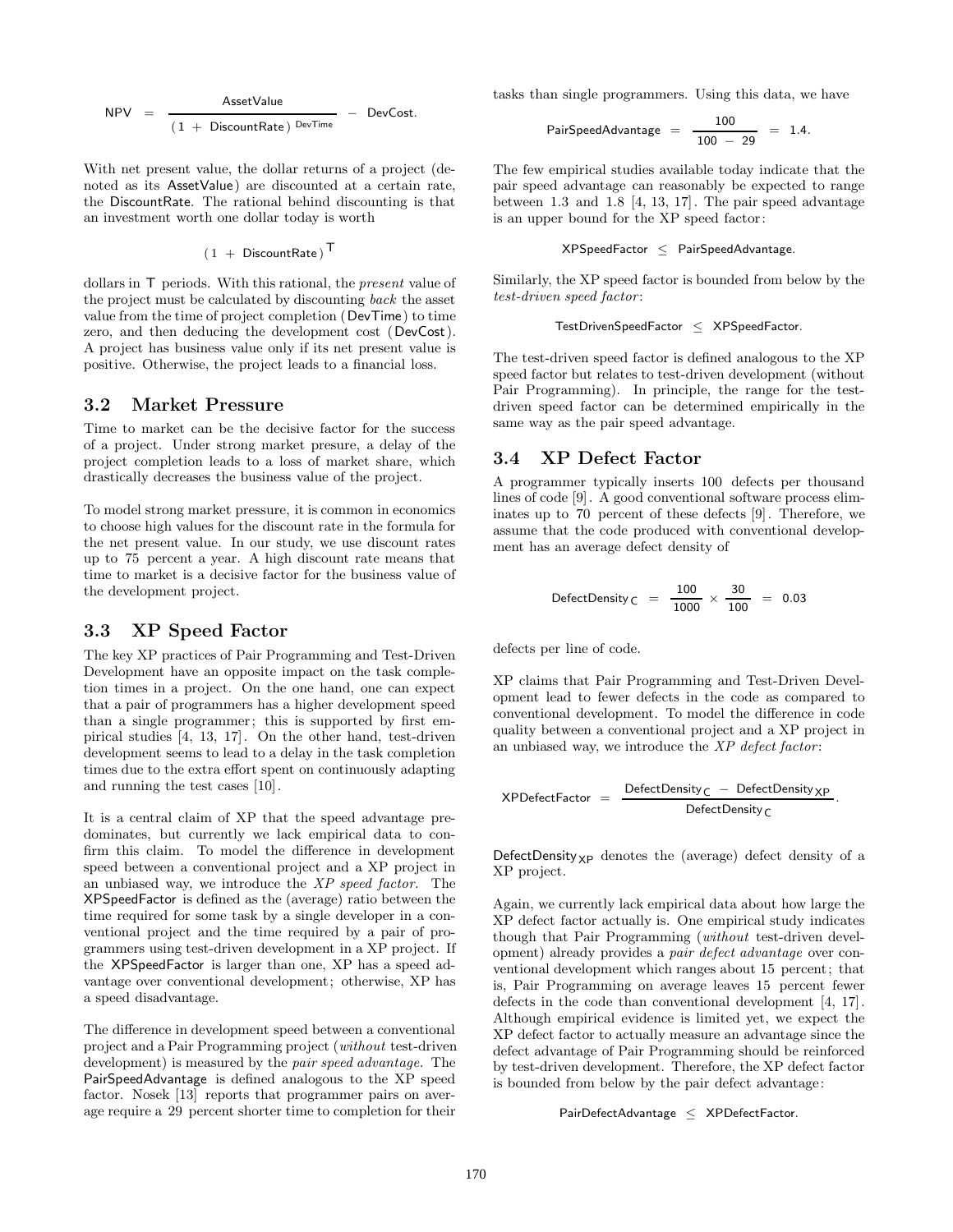$$\text{NPV} = \frac{\text{AssetValue}}{(1 + \text{DiscountRate})^{\text{DevTime}}} - \text{DevCost}.$$

With net present value, the dollar returns of a project (denoted as its AssetValue) are discounted at a certain rate, the DiscountRate. The rational behind discounting is that an investment worth one dollar today is worth

$$(1 + \text{DiscountRate})^{\text{T}}$$

dollars in T periods. With this rational, the *present* value of the project must be calculated by discounting *back* the asset value from the time of project completion (DevTime) to time zero, and then deducing the development cost (DevCost). A project has business value only if its net present value is positive. Otherwise, the project leads to a financial loss.

## 3.2 Market Pressure

Time to market can be the decisive factor for the success of a project. Under strong market presure, a delay of the project completion leads to a loss of market share, which drastically decreases the business value of the project.

To model strong market pressure, it is common in economics to choose high values for the discount rate in the formula for the net present value. In our study, we use discount rates up to 75 percent a year. A high discount rate means that time to market is a decisive factor for the business value of the development project.

## 3.3 XP Speed Factor

The key XP practices of Pair Programming and Test-Driven Development have an opposite impact on the task completion times in a project. On the one hand, one can expect that a pair of programmers has a higher development speed than a single programmer; this is supported by first empirical studies [4, 13, 17]. On the other hand, test-driven development seems to lead to a delay in the task completion times due to the extra effort spent on continuously adapting and running the test cases [10].

It is a central claim of XP that the speed advantage predominates, but currently we lack empirical data to confirm this claim. To model the difference in development speed between a conventional project and a XP project in an unbiased way, we introduce the *XP speed factor.* The XPSpeedFactor is defined as the (average) ratio between the time required for some task by a single developer in a conventional project and the time required by a pair of programmers using test-driven development in a XP project. If the XPSpeedFactor is larger than one, XP has a speed advantage over conventional development; otherwise, XP has a speed disadvantage.

The difference in development speed between a conventional project and a Pair Programming project (*without* test-driven development) is measured by the *pair speed advantage.* The PairSpeedAdvantage is defined analogous to the XP speed factor. Nosek [13] reports that programmer pairs on average require a 29 percent shorter time to completion for their tasks than single programmers. Using this data, we have

$$\text{PairSpeedAdvantage} = \frac{100}{100 - 29} = 1.4.$$

The few empirical studies available today indicate that the pair speed advantage can reasonably be expected to range between 1.3 and 1.8 [4, 13, 17]. The pair speed advantage is an upper bound for the XP speed factor:

$$\text{XPSpeedFactor} \leq \text{PairSpeedAdvantage}.$$

Similarly, the XP speed factor is bounded from below by the *test-driven speed factor*:

$$\text{TestDrivenSpeedFactor} \leq \text{XPSpeedFactor}.$$

The test-driven speed factor is defined analogous to the XP speed factor but relates to test-driven development (without Pair Programming). In principle, the range for the test-driven speed factor can be determined empirically in the same way as the pair speed advantage.

## 3.4 XP Defect Factor

A programmer typically inserts 100 defects per thousand lines of code [9]. A good conventional software process eliminates up to 70 percent of these defects [9]. Therefore, we assume that the code produced with conventional development has an average defect density of

$$\text{DefectDensity}_{\text{C}} = \frac{100}{1000} \times \frac{30}{100} = 0.03$$

defects per line of code.

XP claims that Pair Programming and Test-Driven Development lead to fewer defects in the code as compared to conventional development. To model the difference in code quality between a conventional project and a XP project in an unbiased way, we introduce the *XP defect factor*:

$$\text{XPDefectFactor} = \frac{\text{DefectDensity}_{\text{C}} - \text{DefectDensity}_{\text{XP}}}{\text{DefectDensity}_{\text{C}}}.$$

$\text{DefectDensity}_{\text{XP}}$ denotes the (average) defect density of a XP project.

Again, we currently lack empirical data about how large the XP defect factor actually is. One empirical study indicates though that Pair Programming (*without* test-driven development) already provides a *pair defect advantage* over conventional development which ranges about 15 percent; that is, Pair Programming on average leaves 15 percent fewer defects in the code than conventional development [4, 17]. Although empirical evidence is limited yet, we expect the XP defect factor to actually measure an advantage since the defect advantage of Pair Programming should be reinforced by test-driven development. Therefore, the XP defect factor is bounded from below by the pair defect advantage:

$$\text{PairDefectAdvantage} \leq \text{XPDefectFactor}.$$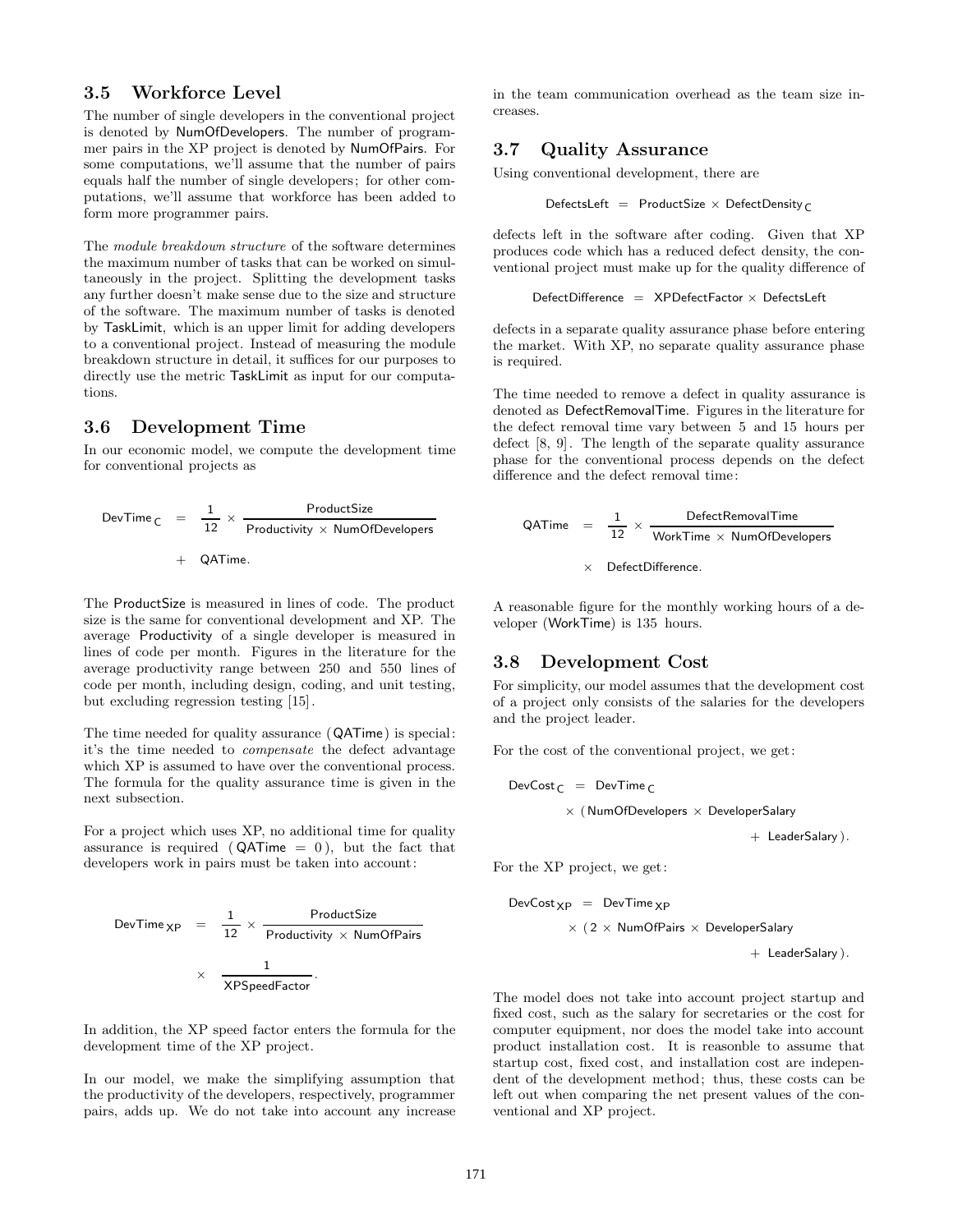### 3.5 Workforce Level

The number of single developers in the conventional project is denoted by NumOfDevelopers. The number of programmer pairs in the XP project is denoted by NumOfPairs. For some computations, we'll assume that the number of pairs equals half the number of single developers; for other computations, we'll assume that workforce has been added to form more programmer pairs.

The *module breakdown structure* of the software determines the maximum number of tasks that can be worked on simultaneously in the project. Splitting the development tasks any further doesn't make sense due to the size and structure of the software. The maximum number of tasks is denoted by TaskLimit, which is an upper limit for adding developers to a conventional project. Instead of measuring the module breakdown structure in detail, it suffices for our purposes to directly use the metric TaskLimit as input for our computations.

### 3.6 Development Time

In our economic model, we compute the development time for conventional projects as

$$\mathsf{DevTime}_C = \frac{1}{12} \times \frac{\mathsf{ProductSize}}{\mathsf{Productivity} \times \mathsf{NumOfDevelopers}} + \mathsf{QATime}.$$

The ProductSize is measured in lines of code. The product size is the same for conventional development and XP. The average Productivity of a single developer is measured in lines of code per month. Figures in the literature for the average productivity range between 250 and 550 lines of code per month, including design, coding, and unit testing, but excluding regression testing [15].

The time needed for quality assurance (QATime) is special: it's the time needed to *compensate* the defect advantage which XP is assumed to have over the conventional process. The formula for the quality assurance time is given in the next subsection.

For a project which uses XP, no additional time for quality assurance is required ($\mathsf{QATime} = 0$), but the fact that developers work in pairs must be taken into account:

$$\mathsf{DevTime}_{XP} = \frac{1}{12} \times \frac{\mathsf{ProductSize}}{\mathsf{Productivity} \times \mathsf{NumOfPairs}} \times \frac{1}{\mathsf{XPSpeedFactor}}.$$

In addition, the XP speed factor enters the formula for the development time of the XP project.

In our model, we make the simplifying assumption that the productivity of the developers, respectively, programmer pairs, adds up. We do not take into account any increase in the team communication overhead as the team size increases.

### 3.7 Quality Assurance

Using conventional development, there are

$$\mathsf{DefectsLeft} = \mathsf{ProductSize} \times \mathsf{DefectDensity}_C$$

defects left in the software after coding. Given that XP produces code which has a reduced defect density, the conventional project must make up for the quality difference of

$$\mathsf{DefectDifference} = \mathsf{XPDefectFactor} \times \mathsf{DefectsLeft}$$

defects in a separate quality assurance phase before entering the market. With XP, no separate quality assurance phase is required.

The time needed to remove a defect in quality assurance is denoted as DefectRemovalTime. Figures in the literature for the defect removal time vary between 5 and 15 hours per defect [8, 9]. The length of the separate quality assurance phase for the conventional process depends on the defect difference and the defect removal time:

$$\mathsf{QATime} = \frac{1}{12} \times \frac{\mathsf{DefectRemovalTime}}{\mathsf{WorkTime} \times \mathsf{NumOfDevelopers}} \times \mathsf{DefectDifference}.$$

A reasonable figure for the monthly working hours of a developer (WorkTime) is 135 hours.

### 3.8 Development Cost

For simplicity, our model assumes that the development cost of a project only consists of the salaries for the developers and the project leader.

For the cost of the conventional project, we get:

$$\mathsf{DevCost}_C = \mathsf{DevTime}_C \times (\mathsf{NumOfDevelopers} \times \mathsf{DeveloperSalary} + \mathsf{LeaderSalary}).$$

For the XP project, we get:

$$\mathsf{DevCost}_{XP} = \mathsf{DevTime}_{XP} \times (2 \times \mathsf{NumOfPairs} \times \mathsf{DeveloperSalary} + \mathsf{LeaderSalary}).$$

The model does not take into account project startup and fixed cost, such as the salary for secretaries or the cost for computer equipment, nor does the model take into account product installation cost. It is reasonble to assume that startup cost, fixed cost, and installation cost are independent of the development method; thus, these costs can be left out when comparing the net present values of the conventional and XP project.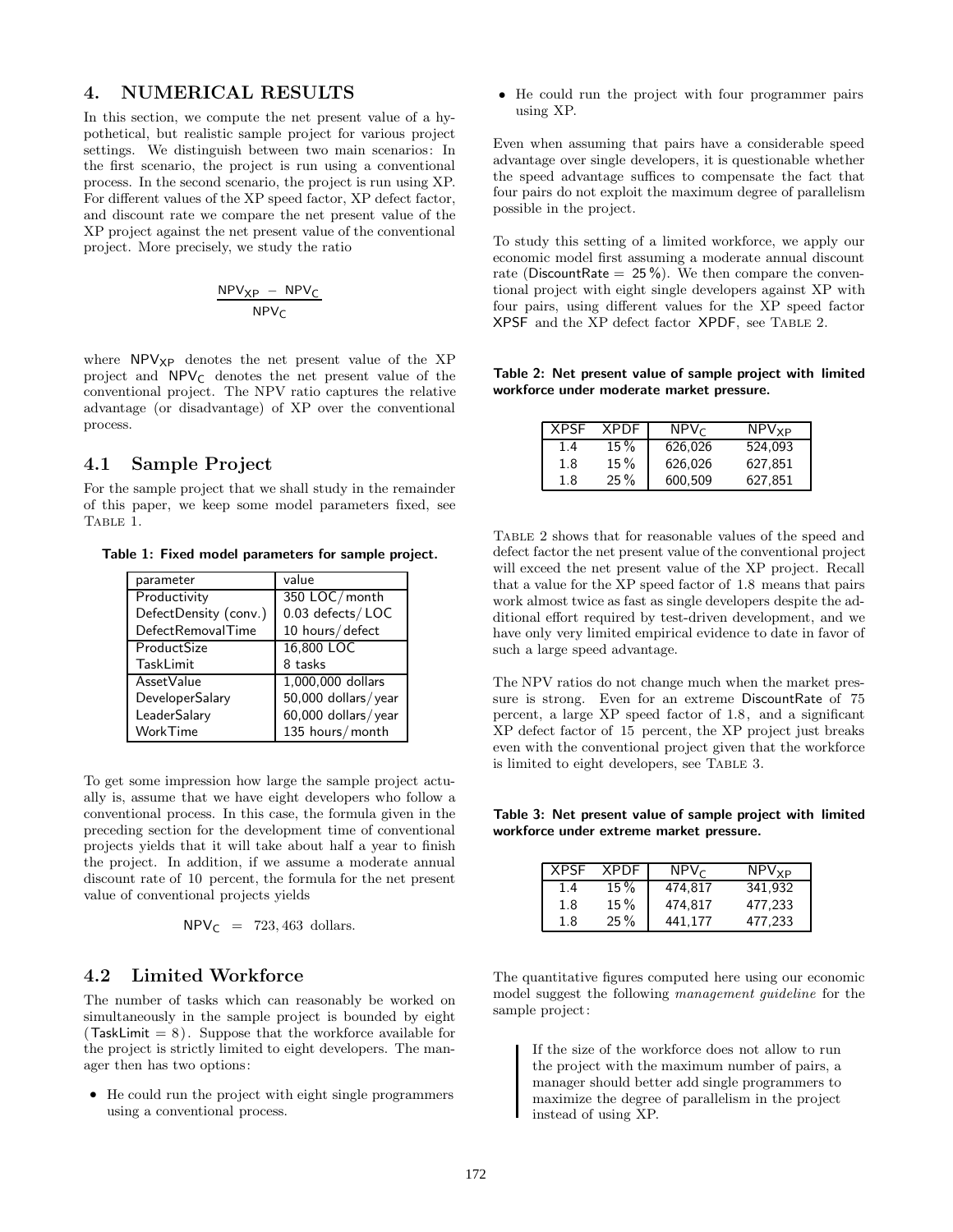## 4. NUMERICAL RESULTS

In this section, we compute the net present value of a hypothetical, but realistic sample project for various project settings. We distinguish between two main scenarios: In the first scenario, the project is run using a conventional process. In the second scenario, the project is run using XP. For different values of the XP speed factor, XP defect factor, and discount rate we compare the net present value of the XP project against the net present value of the conventional project. More precisely, we study the ratio

$$\frac{\mathsf{NPV}_{\mathsf{XP}} - \mathsf{NPV}_{\mathsf{C}}}{\mathsf{NPV}_{\mathsf{C}}}$$

where $\mathsf{NPV}_{\mathsf{XP}}$ denotes the net present value of the XP project and $\mathsf{NPV}_{\mathsf{C}}$ denotes the net present value of the conventional project. The NPV ratio captures the relative advantage (or disadvantage) of XP over the conventional process.

### 4.1 Sample Project

For the sample project that we shall study in the remainder of this paper, we keep some model parameters fixed, see Table 1.

**Table 1: Fixed model parameters for sample project.**

| parameter | value |
|---|---|
| Productivity | 350 LOC/month |
| DefectDensity (conv.) | 0.03 defects/LOC |
| DefectRemovalTime | 10 hours/defect |
| ProductSize | 16,800 LOC |
| TaskLimit | 8 tasks |
| AssetValue | 1,000,000 dollars |
| DeveloperSalary | 50,000 dollars/year |
| LeaderSalary | 60,000 dollars/year |
| WorkTime | 135 hours/month |

To get some impression how large the sample project actually is, assume that we have eight developers who follow a conventional process. In this case, the formula given in the preceding section for the development time of conventional projects yields that it will take about half a year to finish the project. In addition, if we assume a moderate annual discount rate of 10 percent, the formula for the net present value of conventional projects yields

$$\mathsf{NPV}_{\mathsf{C}} = 723,463 \text{ dollars.}$$

### 4.2 Limited Workforce

The number of tasks which can reasonably be worked on simultaneously in the sample project is bounded by eight ($\mathsf{TaskLimit} = 8$). Suppose that the workforce available for the project is strictly limited to eight developers. The manager then has two options:

- He could run the project with eight single programmers using a conventional process.
- He could run the project with four programmer pairs using XP.

Even when assuming that pairs have a considerable speed advantage over single developers, it is questionable whether the speed advantage suffices to compensate the fact that four pairs do not exploit the maximum degree of parallelism possible in the project.

To study this setting of a limited workforce, we apply our economic model first assuming a moderate annual discount rate ($\mathsf{DiscountRate} = 25\,\%$). We then compare the conventional project with eight single developers against XP with four pairs, using different values for the XP speed factor XPSF and the XP defect factor XPDF, see Table 2.

**Table 2: Net present value of sample project with limited workforce under moderate market pressure.**

| XPSF | XPDF | $\mathsf{NPV}_{\mathsf{C}}$ | $\mathsf{NPV}_{\mathsf{XP}}$ |
|---|---|---|---|
| 1.4 | 15 % | 626,026 | 524,093 |
| 1.8 | 15 % | 626,026 | 627,851 |
| 1.8 | 25 % | 600,509 | 627,851 |

Table 2 shows that for reasonable values of the speed and defect factor the net present value of the conventional project will exceed the net present value of the XP project. Recall that a value for the XP speed factor of 1.8 means that pairs work almost twice as fast as single developers despite the additional effort required by test-driven development, and we have only very limited empirical evidence to date in favor of such a large speed advantage.

The NPV ratios do not change much when the market pressure is strong. Even for an extreme DiscountRate of 75 percent, a large XP speed factor of 1.8, and a significant XP defect factor of 15 percent, the XP project just breaks even with the conventional project given that the workforce is limited to eight developers, see Table 3.

**Table 3: Net present value of sample project with limited workforce under extreme market pressure.**

| XPSF | XPDF | $\mathsf{NPV}_{\mathsf{C}}$ | $\mathsf{NPV}_{\mathsf{XP}}$ |
|---|---|---|---|
| 1.4 | 15 % | 474,817 | 341,932 |
| 1.8 | 15 % | 474,817 | 477,233 |
| 1.8 | 25 % | 441,177 | 477,233 |

The quantitative figures computed here using our economic model suggest the following *management guideline* for the sample project:

> If the size of the workforce does not allow to run the project with the maximum number of pairs, a manager should better add single programmers to maximize the degree of parallelism in the project instead of using XP.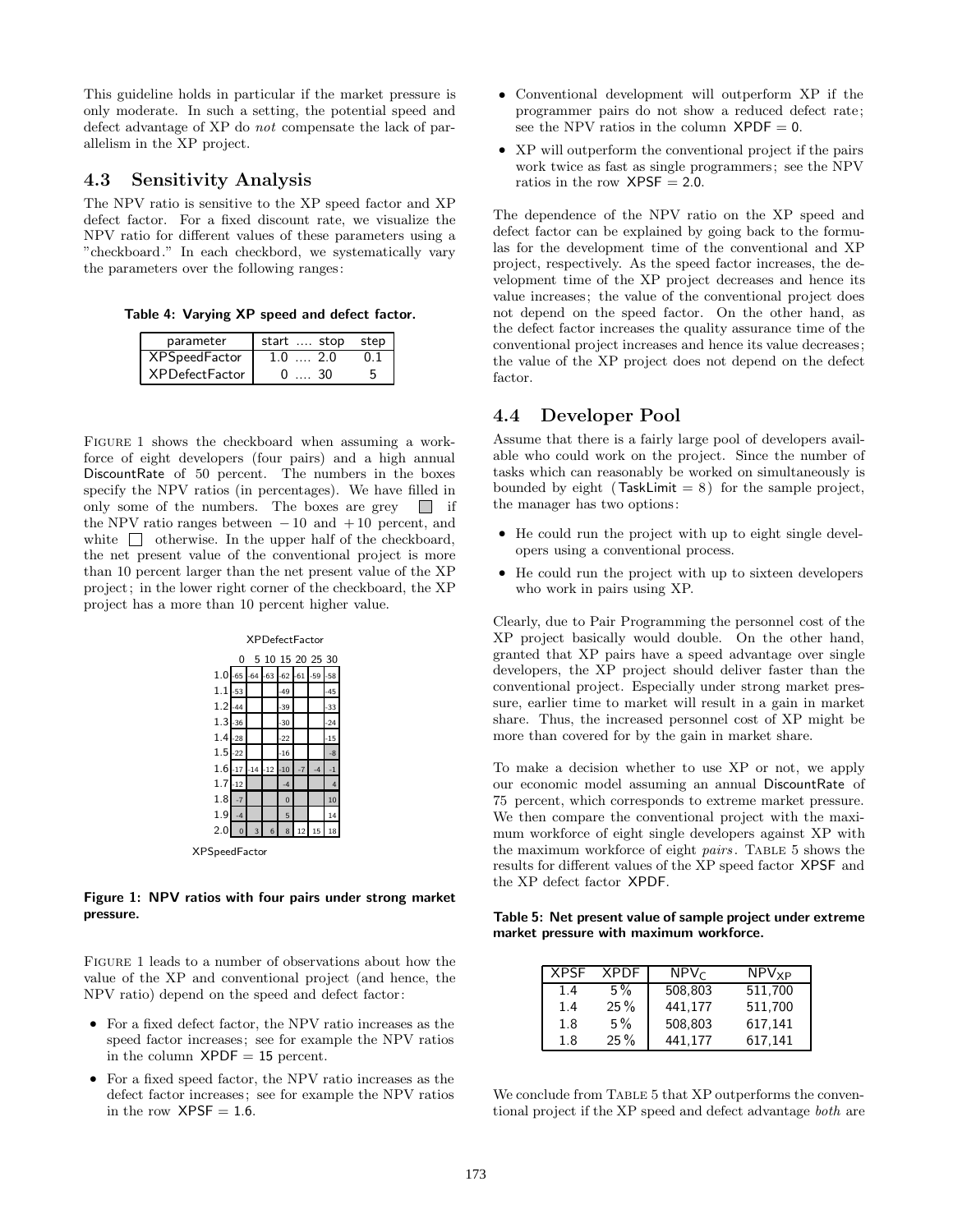This guideline holds in particular if the market pressure is only moderate. In such a setting, the potential speed and defect advantage of XP do *not* compensate the lack of parallelism in the XP project.

### 4.3 Sensitivity Analysis

The NPV ratio is sensitive to the XP speed factor and XP defect factor. For a fixed discount rate, we visualize the NPV ratio for different values of these parameters using a "checkboard." In each checkbord, we systematically vary the parameters over the following ranges:

**Table 4: Varying XP speed and defect factor.**

| parameter | start .... stop | step |
|---|---|---|
| XPSpeedFactor | 1.0 .... 2.0 | 0.1 |
| XPDefectFactor | 0 .... 30 | 5 |

Figure 1 shows the checkboard when assuming a workforce of eight developers (four pairs) and a high annual DiscountRate of 50 percent. The numbers in the boxes specify the NPV ratios (in percentages). We have filled in only some of the numbers. The boxes are grey if the NPV ratio ranges between −10 and +10 percent, and white otherwise. In the upper half of the checkboard, the net present value of the conventional project is more than 10 percent larger than the net present value of the XP project; in the lower right corner of the checkboard, the XP project has a more than 10 percent higher value.

XPDefectFactor

| XPSpeedFactor | 0 | 5 | 10 | 15 | 20 | 25 | 30 |
|---|---|---|---|---|---|---|---|
| 1.0 | -65 | -64 | -63 | -62 | -61 | -59 | -58 |
| 1.1 | -53 | | | -49 | | | -45 |
| 1.2 | -44 | | | -39 | | | -33 |
| 1.3 | -36 | | | -30 | | | -24 |
| 1.4 | -28 | | | -22 | | | -15 |
| 1.5 | -22 | | | -16 | | | -8 |
| 1.6 | -17 | -14 | -12 | -10 | -7 | -4 | -1 |
| 1.7 | -12 | | | -4 | | | 4 |
| 1.8 | -7 | | | 0 | | | 10 |
| 1.9 | -4 | | | 5 | | | 14 |
| 2.0 | 0 | 3 | 6 | 8 | 12 | 15 | 18 |

**Figure 1: NPV ratios with four pairs under strong market pressure.**

Figure 1 leads to a number of observations about how the value of the XP and conventional project (and hence, the NPV ratio) depend on the speed and defect factor:

- For a fixed defect factor, the NPV ratio increases as the speed factor increases; see for example the NPV ratios in the column XPDF = 15 percent.
- For a fixed speed factor, the NPV ratio increases as the defect factor increases; see for example the NPV ratios in the row XPSF = 1.6.
- Conventional development will outperform XP if the programmer pairs do not show a reduced defect rate; see the NPV ratios in the column XPDF = 0.
- XP will outperform the conventional project if the pairs work twice as fast as single programmers; see the NPV ratios in the row XPSF = 2.0.

The dependence of the NPV ratio on the XP speed and defect factor can be explained by going back to the formulas for the development time of the conventional and XP project, respectively. As the speed factor increases, the development time of the XP project decreases and hence its value increases; the value of the conventional project does not depend on the speed factor. On the other hand, as the defect factor increases the quality assurance time of the conventional project increases and hence its value decreases; the value of the XP project does not depend on the defect factor.

### 4.4 Developer Pool

Assume that there is a fairly large pool of developers available who could work on the project. Since the number of tasks which can reasonably be worked on simultaneously is bounded by eight (TaskLimit = 8) for the sample project, the manager has two options:

- He could run the project with up to eight single developers using a conventional process.
- He could run the project with up to sixteen developers who work in pairs using XP.

Clearly, due to Pair Programming the personnel cost of the XP project basically would double. On the other hand, granted that XP pairs have a speed advantage over single developers, the XP project should deliver faster than the conventional project. Especially under strong market pressure, earlier time to market will result in a gain in market share. Thus, the increased personnel cost of XP might be more than covered for by the gain in market share.

To make a decision whether to use XP or not, we apply our economic model assuming an annual DiscountRate of 75 percent, which corresponds to extreme market pressure. We then compare the conventional project with the maximum workforce of eight single developers against XP with the maximum workforce of eight *pairs*. Table 5 shows the results for different values of the XP speed factor XPSF and the XP defect factor XPDF.

**Table 5: Net present value of sample project under extreme market pressure with maximum workforce.**

| XPSF | XPDF | $NPV_C$ | $NPV_{XP}$ |
|---|---|---|---|
| 1.4 | 5 % | 508,803 | 511,700 |
| 1.4 | 25 % | 441,177 | 511,700 |
| 1.8 | 5 % | 508,803 | 617,141 |
| 1.8 | 25 % | 441,177 | 617,141 |

We conclude from Table 5 that XP outperforms the conventional project if the XP speed and defect advantage *both* are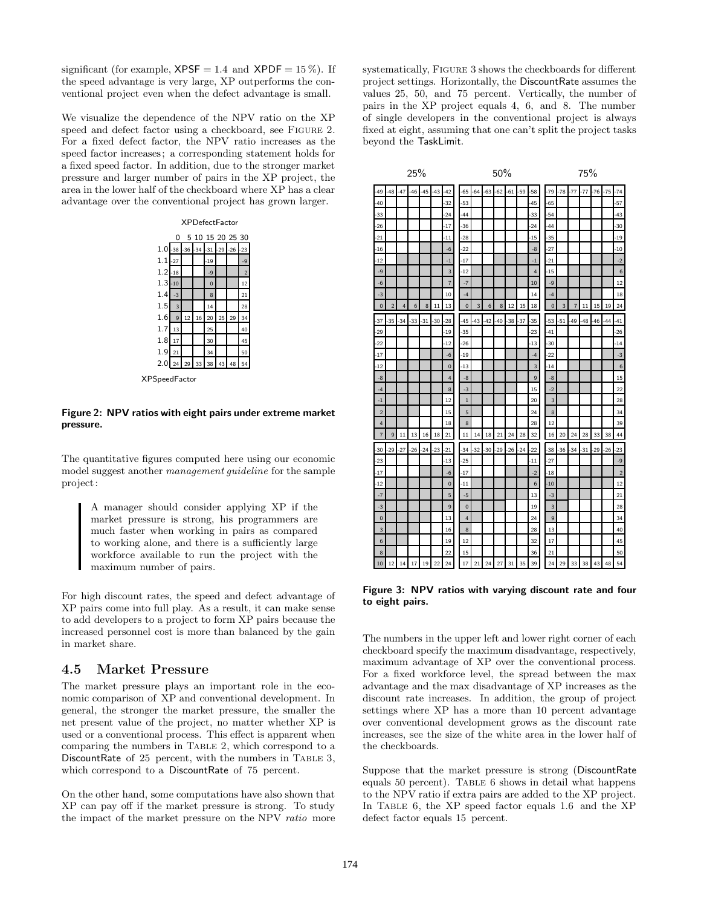significant (for example, XPSF = 1.4 and XPDF = 15 %). If the speed advantage is very large, XP outperforms the conventional project even when the defect advantage is small.

We visualize the dependence of the NPV ratio on the XP speed and defect factor using a checkboard, see Figure 2. For a fixed defect factor, the NPV ratio increases as the speed factor increases; a corresponding statement holds for a fixed speed factor. In addition, due to the stronger market pressure and larger number of pairs in the XP project, the area in the lower half of the checkboard where XP has a clear advantage over the conventional project has grown larger.

XPDefectFactor

0 5 10 15 20 25 30

1.0 -38 -36 -34 -31 -29 -26 -23
1.1 -27 -19 -9
1.2 -18 -9 2
1.3 -10 0 12
1.4 -3 8 21
1.5 3 14 28
1.6 9 12 16 20 25 29 34
1.7 13 25 40
1.8 17 30 45
1.9 21 34 50
2.0 24 29 33 38 43 48 54

XPSpeedFactor

**Figure 2: NPV ratios with eight pairs under extreme market pressure.**

The quantitative figures computed here using our economic model suggest another *management guideline* for the sample project:

> A manager should consider applying XP if the market pressure is strong, his programmers are much faster when working in pairs as compared to working alone, and there is a sufficiently large workforce available to run the project with the maximum number of pairs.

For high discount rates, the speed and defect advantage of XP pairs come into full play. As a result, it can make sense to add developers to a project to form XP pairs because the increased personnel cost is more than balanced by the gain in market share.

## 4.5 Market Pressure

The market pressure plays an important role in the economic comparison of XP and conventional development. In general, the stronger the market pressure, the smaller the net present value of the project, no matter whether XP is used or a conventional process. This effect is apparent when comparing the numbers in Table 2, which correspond to a DiscountRate of 25 percent, with the numbers in Table 3, which correspond to a DiscountRate of 75 percent.

On the other hand, some computations have also shown that XP can pay off if the market pressure is strong. To study the impact of the market pressure on the NPV *ratio* more systematically, Figure 3 shows the checkboards for different project settings. Horizontally, the DiscountRate assumes the values 25, 50, and 75 percent. Vertically, the number of pairs in the XP project equals 4, 6, and 8. The number of single developers in the conventional project is always fixed at eight, assuming that one can't split the project tasks beyond the TaskLimit.

25% 50% 75%

-49 -48 -47 -46 -45 -43 -42 | -65 -64 -63 -62 -61 -59 -58 | -79 -78 -77 -77 -76 -75 -74
-40 -32 | -53 -45 | -65 -57
-33 -24 | -44 -33 | -54 -43
-26 -17 | -36 -24 | -44 -30
-21 -11 | -28 -15 | -35 -19
-16 -6 | -22 -8 | -27 -10
-12 -1 | -17 -1 | -21 -2
-9 3 | -12 4 | -15 6
-6 7 | -7 10 | -9 12
-3 10 | -4 14 | -4 18
0 2 4 6 8 11 13 | 0 3 6 8 12 15 18 | 0 3 7 11 15 19 24

-37 -35 -34 -33 -31 -30 -28 | -45 -43 -42 -40 -38 -37 -35 | -53 -51 -49 -48 -46 -44 -41
-29 -19 | -35 -23 | -41 -26
-22 -12 | -26 -13 | -30 -14
-17 -6 | -19 -4 | -22 -3
-12 0 | -13 3 | -14 6
-8 4 | -8 9 | -8 15
-4 8 | -3 15 | -2 22
-1 12 | 1 20 | 3 28
2 15 | 5 24 | 8 34
4 18 | 8 28 | 12 39
7 9 11 13 16 18 21 | 11 14 18 21 24 28 32 | 16 20 24 28 33 38 44

-30 -29 -27 -26 -24 -23 -21 | -34 -32 -30 -29 -26 -24 -22 | -38 -36 -34 -31 -29 -26 -23
-23 -13 | -25 -11 | -27 -9
-17 -6 | -17 -2 | -18 2
-12 0 | -11 6 | -10 12
-7 5 | -5 13 | -3 21
-3 9 | 0 19 | 3 28
0 13 | 4 24 | 9 34
3 16 | 8 28 | 13 40
6 19 | 12 32 | 17 45
8 22 | 15 36 | 21 50
10 12 14 17 19 22 24 | 17 21 24 27 31 35 39 | 24 29 33 38 43 48 54

**Figure 3: NPV ratios with varying discount rate and four to eight pairs.**

The numbers in the upper left and lower right corner of each checkboard specify the maximum disadvantage, respectively, maximum advantage of XP over the conventional process. For a fixed workforce level, the spread between the max advantage and the max disadvantage of XP increases as the discount rate increases. In addition, the group of project settings where XP has a more than 10 percent advantage over conventional development grows as the discount rate increases, see the size of the white area in the lower half of the checkboards.

Suppose that the market pressure is strong (DiscountRate equals 50 percent). Table 6 shows in detail what happens to the NPV ratio if extra pairs are added to the XP project. In Table 6, the XP speed factor equals 1.6 and the XP defect factor equals 15 percent.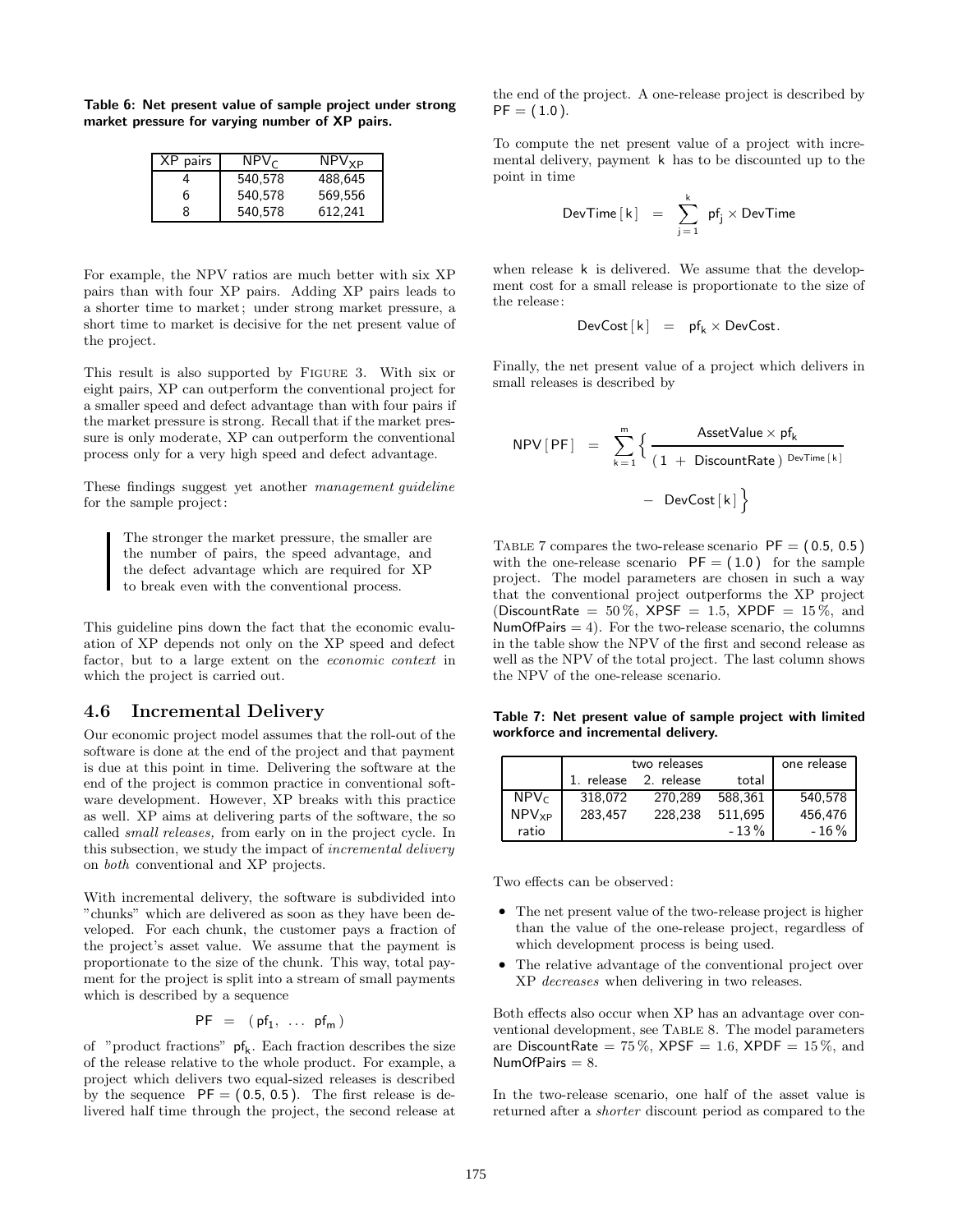**Table 6: Net present value of sample project under strong market pressure for varying number of XP pairs.**

| XP pairs | $NPV_C$ | $NPV_{XP}$ |
|---|---|---|
| 4 | 540,578 | 488,645 |
| 6 | 540,578 | 569,556 |
| 8 | 540,578 | 612,241 |

For example, the NPV ratios are much better with six XP pairs than with four XP pairs. Adding XP pairs leads to a shorter time to market; under strong market pressure, a short time to market is decisive for the net present value of the project.

This result is also supported by FIGURE 3. With six or eight pairs, XP can outperform the conventional project for a smaller speed and defect advantage than with four pairs if the market pressure is strong. Recall that if the market pressure is only moderate, XP can outperform the conventional process only for a very high speed and defect advantage.

These findings suggest yet another *management guideline* for the sample project:

> The stronger the market pressure, the smaller are the number of pairs, the speed advantage, and the defect advantage which are required for XP to break even with the conventional process.

This guideline pins down the fact that the economic evaluation of XP depends not only on the XP speed and defect factor, but to a large extent on the *economic context* in which the project is carried out.

## 4.6 Incremental Delivery

Our economic project model assumes that the roll-out of the software is done at the end of the project and that payment is due at this point in time. Delivering the software at the end of the project is common practice in conventional software development. However, XP breaks with this practice as well. XP aims at delivering parts of the software, the so called *small releases,* from early on in the project cycle. In this subsection, we study the impact of *incremental delivery* on *both* conventional and XP projects.

With incremental delivery, the software is subdivided into "chunks" which are delivered as soon as they have been developed. For each chunk, the customer pays a fraction of the project's asset value. We assume that the payment is proportionate to the size of the chunk. This way, total payment for the project is split into a stream of small payments which is described by a sequence

$$\mathsf{PF} \;=\; (\,\mathsf{pf}_1,\;\ldots\;\mathsf{pf}_m\,)$$

of "product fractions" $\mathsf{pf}_k$. Each fraction describes the size of the release relative to the whole product. For example, a project which delivers two equal-sized releases is described by the sequence $\mathsf{PF} = (0.5,\, 0.5)$. The first release is delivered half time through the project, the second release at the end of the project. A one-release project is described by $\mathsf{PF} = (1.0)$.

To compute the net present value of a project with incremental delivery, payment $\mathsf{k}$ has to be discounted up to the point in time

$$\mathsf{DevTime}\,[\,\mathsf{k}\,] \;=\; \sum_{\mathsf{j}=1}^{\mathsf{k}} \mathsf{pf}_\mathsf{j} \times \mathsf{DevTime}$$

when release $\mathsf{k}$ is delivered. We assume that the development cost for a small release is proportionate to the size of the release:

$$\mathsf{DevCost}\,[\,\mathsf{k}\,] \;=\; \mathsf{pf}_\mathsf{k} \times \mathsf{DevCost}.$$

Finally, the net present value of a project which delivers in small releases is described by

$$\mathsf{NPV}\,[\,\mathsf{PF}\,] \;=\; \sum_{\mathsf{k}=1}^{\mathsf{m}} \Big\{ \frac{\mathsf{AssetValue} \times \mathsf{pf}_\mathsf{k}}{(\,1 \;+\; \mathsf{DiscountRate}\,)^{\,\mathsf{DevTime}\,[\,\mathsf{k}\,]}} \;-\; \mathsf{DevCost}\,[\,\mathsf{k}\,] \Big\}$$

TABLE 7 compares the two-release scenario $\mathsf{PF} = (0.5,\, 0.5)$ with the one-release scenario $\mathsf{PF} = (1.0)$ for the sample project. The model parameters are chosen in such a way that the conventional project outperforms the XP project ($\mathsf{DiscountRate} = 50\,\%$, $\mathsf{XPSF} = 1.5$, $\mathsf{XPDF} = 15\,\%$, and $\mathsf{NumOfPairs} = 4$). For the two-release scenario, the columns in the table show the NPV of the first and second release as well as the NPV of the total project. The last column shows the NPV of the one-release scenario.

**Table 7: Net present value of sample project with limited workforce and incremental delivery.**

| | two releases | | | one release |
|---|---|---|---|---|
| | 1. release | 2. release | total | |
| $NPV_C$ | 318,072 | 270,289 | 588,361 | 540,578 |
| $NPV_{XP}$ | 283,457 | 228,238 | 511,695 | 456,476 |
| ratio | | | -13 % | -16 % |

Two effects can be observed:

- The net present value of the two-release project is higher than the value of the one-release project, regardless of which development process is being used.
- The relative advantage of the conventional project over XP *decreases* when delivering in two releases.

Both effects also occur when XP has an advantage over conventional development, see TABLE 8. The model parameters are $\mathsf{DiscountRate} = 75\,\%$, $\mathsf{XPSF} = 1.6$, $\mathsf{XPDF} = 15\,\%$, and $\mathsf{NumOfPairs} = 8$.

In the two-release scenario, one half of the asset value is returned after a *shorter* discount period as compared to the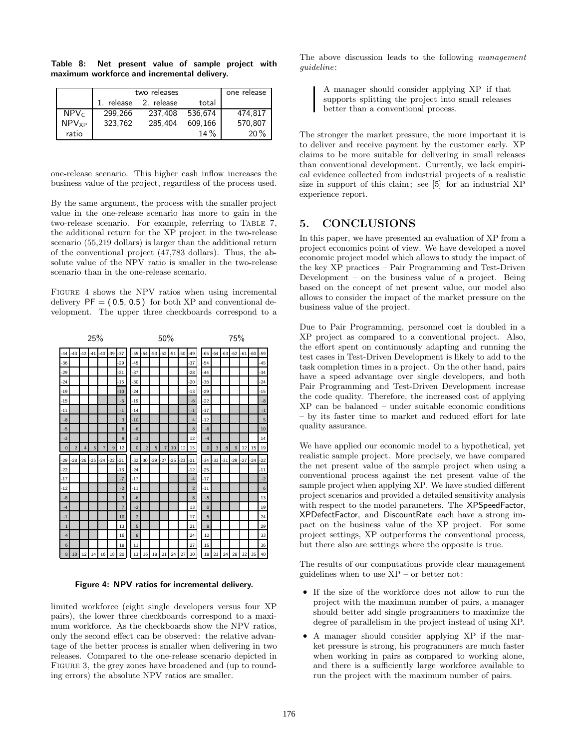**Table 8: Net present value of sample project with maximum workforce and incremental delivery.**

| | two releases | | | one release |
|---|---|---|---|---|
| | 1. release | 2. release | total | |
| $NPV_C$ | 299,266 | 237,408 | 536,674 | 474,817 |
| $NPV_{XP}$ | 323,762 | 285,404 | 609,166 | 570,807 |
| ratio | | | 14 % | 20 % |

one-release scenario. This higher cash inflow increases the business value of the project, regardless of the process used.

By the same argument, the process with the smaller project value in the one-release scenario has more to gain in the two-release scenario. For example, referring to Table 7, the additional return for the XP project in the two-release scenario (55,219 dollars) is larger than the additional return of the conventional project (47,783 dollars). Thus, the absolute value of the NPV ratio is smaller in the two-release scenario than in the one-release scenario.

Figure 4 shows the NPV ratios when using incremental delivery PF = ( 0.5, 0.5 ) for both XP and conventional development. The upper three checkboards correspond to a limited workforce (eight single developers versus four XP pairs), the lower three checkboards correspond to a maximum workforce. As the checkboards show the NPV ratios, only the second effect can be observed: the relative advantage of the better process is smaller when delivering in two releases. Compared to the one-release scenario depicted in Figure 3, the grey zones have broadened and (up to rounding errors) the absolute NPV ratios are smaller.

25%

-44 -43 -42 -41 -40 -39 -37
-36 -29
-29 -21
-24 -15
-19 -10
-15 -5
-11 -1
-8 3
-5 6
-2 9
0 2 4 5 7 9 12

-29 -28 -26 -25 -24 -22 -21
-22 -13
-17 -7
-12 -2
-8 3
-4 7
-1 10
1 13
4 16
6 18
8 10 12 14 16 18 20

50%

-55 -54 -53 -52 -51 -50 -49
-45 -37
-37 -28
-30 -20
-24 -13
-19 -6
-14 -1
-10 4
-6 8
-3 12
0 2 5 7 10 12 15

-32 -30 -29 -27 -25 -23 -21
-24 -12
-17 -4
-11 2
-6 8
-2 13
2 17
5 21
8 24
11 27
13 16 18 21 24 27 30

75%

-65 -64 -63 -62 -61 -60 -59
-54 -45
-44 -34
-36 -24
-29 -15
-22 -8
-17 -1
-12 5
-8 10
-4 14
0 3 6 9 12 15 19

-34 -33 -31 -29 -27 -24 -22
-25 -11
-17 -2
-11 6
-5 13
0 19
5 24
8 29
12 33
15 36
18 21 24 28 32 35 40

**Figure 4: NPV ratios for incremental delivery.**

The above discussion leads to the following *management guideline*:

> A manager should consider applying XP if that supports splitting the project into small releases better than a conventional process.

The stronger the market pressure, the more important it is to deliver and receive payment by the customer early. XP claims to be more suitable for delivering in small releases than conventional development. Currently, we lack empirical evidence collected from industrial projects of a realistic size in support of this claim; see [5] for an industrial XP experience report.

## 5. CONCLUSIONS

In this paper, we have presented an evaluation of XP from a project economics point of view. We have developed a novel economic project model which allows to study the impact of the key XP practices – Pair Programming and Test-Driven Development – on the business value of a project. Being based on the concept of net present value, our model also allows to consider the impact of the market pressure on the business value of the project.

Due to Pair Programming, personnel cost is doubled in a XP project as compared to a conventional project. Also, the effort spent on continuously adapting and running the test cases in Test-Driven Development is likely to add to the task completion times in a project. On the other hand, pairs have a speed advantage over single developers, and both Pair Programming and Test-Driven Development increase the code quality. Therefore, the increased cost of applying XP can be balanced – under suitable economic conditions – by its faster time to market and reduced effort for late quality assurance.

We have applied our economic model to a hypothetical, yet realistic sample project. More precisely, we have compared the net present value of the sample project when using a conventional process against the net present value of the sample project when applying XP. We have studied different project scenarios and provided a detailed sensitivity analysis with respect to the model parameters. The XPSpeedFactor, XPDefectFactor, and DiscountRate each have a strong impact on the business value of the XP project. For some project settings, XP outperforms the conventional process, but there also are settings where the opposite is true.

The results of our computations provide clear management guidelines when to use XP – or better not:

- If the size of the workforce does not allow to run the project with the maximum number of pairs, a manager should better add single programmers to maximize the degree of parallelism in the project instead of using XP.
- A manager should consider applying XP if the market pressure is strong, his programmers are much faster when working in pairs as compared to working alone, and there is a sufficiently large workforce available to run the project with the maximum number of pairs.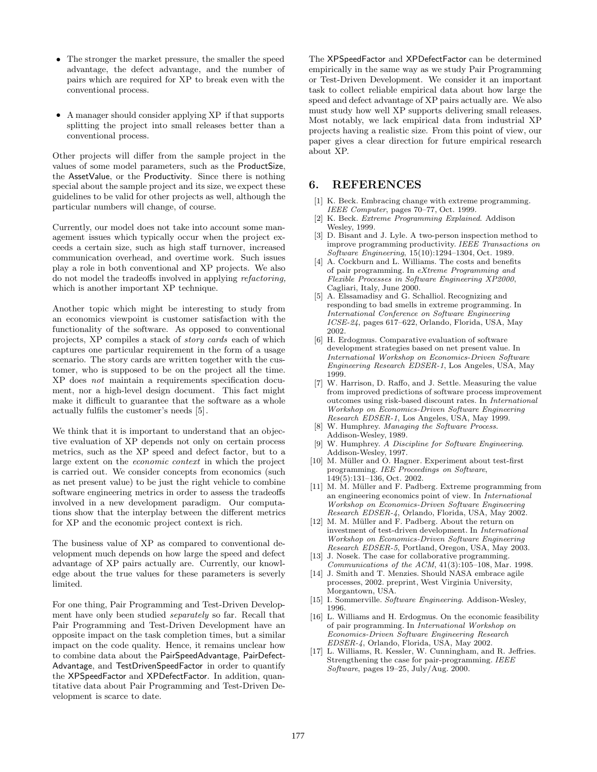- The stronger the market pressure, the smaller the speed advantage, the defect advantage, and the number of pairs which are required for XP to break even with the conventional process.

- A manager should consider applying XP if that supports splitting the project into small releases better than a conventional process.

Other projects will differ from the sample project in the values of some model parameters, such as the ProductSize, the AssetValue, or the Productivity. Since there is nothing special about the sample project and its size, we expect these guidelines to be valid for other projects as well, although the particular numbers will change, of course.

Currently, our model does not take into account some management issues which typically occur when the project exceeds a certain size, such as high staff turnover, increased communication overhead, and overtime work. Such issues play a role in both conventional and XP projects. We also do not model the tradeoffs involved in applying *refactoring*, which is another important XP technique.

Another topic which might be interesting to study from an economics viewpoint is customer satisfaction with the functionality of the software. As opposed to conventional projects, XP compiles a stack of *story cards* each of which captures one particular requirement in the form of a usage scenario. The story cards are written together with the customer, who is supposed to be on the project all the time. XP does *not* maintain a requirements specification document, nor a high-level design document. This fact might make it difficult to guarantee that the software as a whole actually fulfils the customer's needs [5].

We think that it is important to understand that an objective evaluation of XP depends not only on certain process metrics, such as the XP speed and defect factor, but to a large extent on the *economic context* in which the project is carried out. We consider concepts from economics (such as net present value) to be just the right vehicle to combine software engineering metrics in order to assess the tradeoffs involved in a new development paradigm. Our computations show that the interplay between the different metrics for XP and the economic project context is rich.

The business value of XP as compared to conventional development much depends on how large the speed and defect advantage of XP pairs actually are. Currently, our knowledge about the true values for these parameters is severly limited.

For one thing, Pair Programming and Test-Driven Development have only been studied *separately* so far. Recall that Pair Programming and Test-Driven Development have an opposite impact on the task completion times, but a similar impact on the code quality. Hence, it remains unclear how to combine data about the PairSpeedAdvantage, PairDefectAdvantage, and TestDrivenSpeedFactor in order to quantify the XPSpeedFactor and XPDefectFactor. In addition, quantitative data about Pair Programming and Test-Driven Development is scarce to date.

The XPSpeedFactor and XPDefectFactor can be determined empirically in the same way as we study Pair Programming or Test-Driven Development. We consider it an important task to collect reliable empirical data about how large the speed and defect advantage of XP pairs actually are. We also must study how well XP supports delivering small releases. Most notably, we lack empirical data from industrial XP projects having a realistic size. From this point of view, our paper gives a clear direction for future empirical research about XP.

# 6. REFERENCES

[1] K. Beck. Embracing change with extreme programming. *IEEE Computer*, pages 70–77, Oct. 1999.

[2] K. Beck. *Extreme Programming Explained*. Addison Wesley, 1999.

[3] D. Bisant and J. Lyle. A two-person inspection method to improve programming productivity. *IEEE Transactions on Software Engineering*, 15(10):1294–1304, Oct. 1989.

[4] A. Cockburn and L. Williams. The costs and benefits of pair programming. In *eXtreme Programming and Flexible Processes in Software Engineering XP2000*, Cagliari, Italy, June 2000.

[5] A. Elssamadisy and G. Schalliol. Recognizing and responding to bad smells in extreme programming. In *International Conference on Software Engineering ICSE-24*, pages 617–622, Orlando, Florida, USA, May 2002.

[6] H. Erdogmus. Comparative evaluation of software development strategies based on net present value. In *International Workshop on Economics-Driven Software Engineering Research EDSER-1*, Los Angeles, USA, May 1999.

[7] W. Harrison, D. Raffo, and J. Settle. Measuring the value from improved predictions of software process improvement outcomes using risk-based discount rates. In *International Workshop on Economics-Driven Software Engineering Research EDSER-1*, Los Angeles, USA, May 1999.

[8] W. Humphrey. *Managing the Software Process*. Addison-Wesley, 1989.

[9] W. Humphrey. *A Discipline for Software Engineering*. Addison-Wesley, 1997.

[10] M. Müller and O. Hagner. Experiment about test-first programming. *IEE Proceedings on Software*, 149(5):131–136, Oct. 2002.

[11] M. M. Müller and F. Padberg. Extreme programming from an engineering economics point of view. In *International Workshop on Economics-Driven Software Engineering Research EDSER-4*, Orlando, Florida, USA, May 2002.

[12] M. M. Müller and F. Padberg. About the return on investment of test-driven development. In *International Workshop on Economics-Driven Software Engineering Research EDSER-5*, Portland, Oregon, USA, May 2003.

[13] J. Nosek. The case for collaborative programming. *Communications of the ACM*, 41(3):105–108, Mar. 1998.

[14] J. Smith and T. Menzies. Should NASA embrace agile processes, 2002. preprint, West Virginia University, Morgantown, USA.

[15] I. Sommerville. *Software Engineering*. Addison-Wesley, 1996.

[16] L. Williams and H. Erdogmus. On the economic feasibility of pair programming. In *International Workshop on Economics-Driven Software Engineering Research EDSER-4*, Orlando, Florida, USA, May 2002.

[17] L. Williams, R. Kessler, W. Cunningham, and R. Jeffries. Strengthening the case for pair-programming. *IEEE Software*, pages 19–25, July/Aug. 2000.